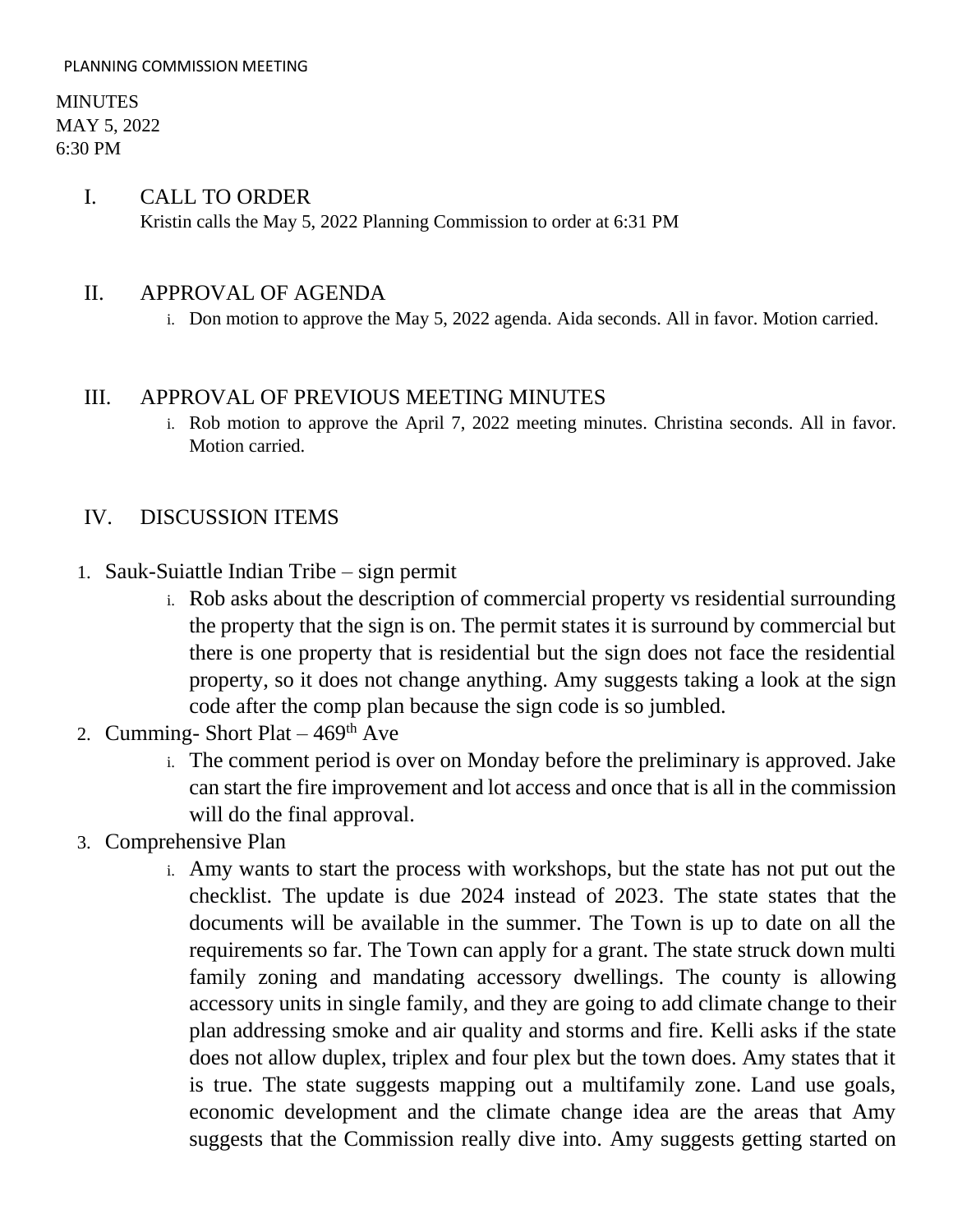PLANNING COMMISSION MEETING

MINUTES
MAY 5, 2022
6:30 PM

## I. CALL TO ORDER

Kristin calls the May 5, 2022 Planning Commission to order at 6:31 PM

## II. APPROVAL OF AGENDA

i. Don motion to approve the May 5, 2022 agenda. Aida seconds. All in favor. Motion carried.

## III. APPROVAL OF PREVIOUS MEETING MINUTES

i. Rob motion to approve the April 7, 2022 meeting minutes. Christina seconds. All in favor. Motion carried.

## IV. DISCUSSION ITEMS

1. Sauk-Suiattle Indian Tribe – sign permit
   i. Rob asks about the description of commercial property vs residential surrounding the property that the sign is on. The permit states it is surround by commercial but there is one property that is residential but the sign does not face the residential property, so it does not change anything. Amy suggests taking a look at the sign code after the comp plan because the sign code is so jumbled.
2. Cumming- Short Plat – 469th Ave
   i. The comment period is over on Monday before the preliminary is approved. Jake can start the fire improvement and lot access and once that is all in the commission will do the final approval.
3. Comprehensive Plan
   i. Amy wants to start the process with workshops, but the state has not put out the checklist. The update is due 2024 instead of 2023. The state states that the documents will be available in the summer. The Town is up to date on all the requirements so far. The Town can apply for a grant. The state struck down multi family zoning and mandating accessory dwellings. The county is allowing accessory units in single family, and they are going to add climate change to their plan addressing smoke and air quality and storms and fire. Kelli asks if the state does not allow duplex, triplex and four plex but the town does. Amy states that it is true. The state suggests mapping out a multifamily zone. Land use goals, economic development and the climate change idea are the areas that Amy suggests that the Commission really dive into. Amy suggests getting started on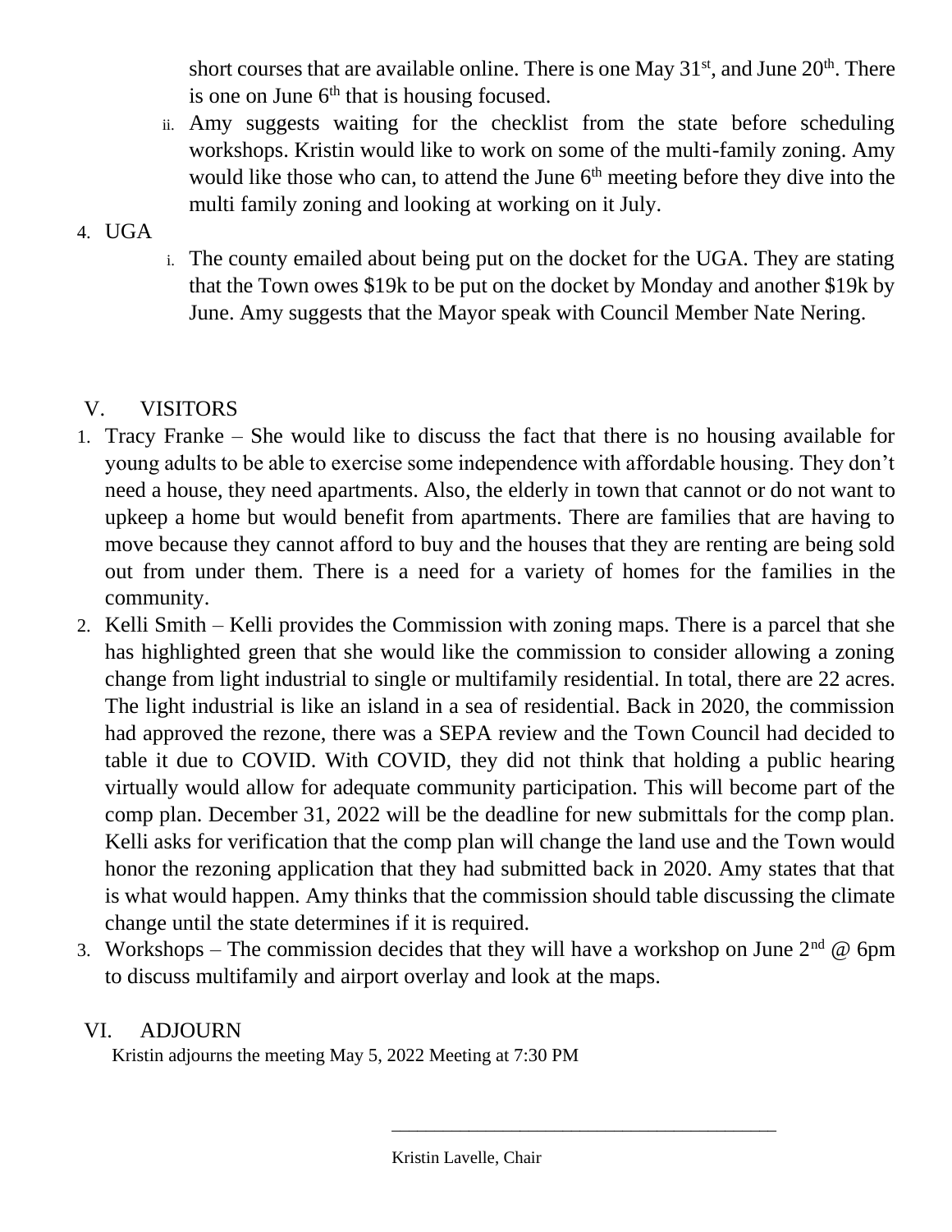short courses that are available online. There is one May 31st, and June 20th. There is one on June 6th that is housing focused.

   ii. Amy suggests waiting for the checklist from the state before scheduling workshops. Kristin would like to work on some of the multi-family zoning. Amy would like those who can, to attend the June 6th meeting before they dive into the multi family zoning and looking at working on it July.

4. UGA

   i. The county emailed about being put on the docket for the UGA. They are stating that the Town owes $19k to be put on the docket by Monday and another $19k by June. Amy suggests that the Mayor speak with Council Member Nate Nering.

## V. VISITORS

1. Tracy Franke – She would like to discuss the fact that there is no housing available for young adults to be able to exercise some independence with affordable housing. They don't need a house, they need apartments. Also, the elderly in town that cannot or do not want to upkeep a home but would benefit from apartments. There are families that are having to move because they cannot afford to buy and the houses that they are renting are being sold out from under them. There is a need for a variety of homes for the families in the community.
2. Kelli Smith – Kelli provides the Commission with zoning maps. There is a parcel that she has highlighted green that she would like the commission to consider allowing a zoning change from light industrial to single or multifamily residential. In total, there are 22 acres. The light industrial is like an island in a sea of residential. Back in 2020, the commission had approved the rezone, there was a SEPA review and the Town Council had decided to table it due to COVID. With COVID, they did not think that holding a public hearing virtually would allow for adequate community participation. This will become part of the comp plan. December 31, 2022 will be the deadline for new submittals for the comp plan. Kelli asks for verification that the comp plan will change the land use and the Town would honor the rezoning application that they had submitted back in 2020. Amy states that that is what would happen. Amy thinks that the commission should table discussing the climate change until the state determines if it is required.
3. Workshops – The commission decides that they will have a workshop on June 2nd @ 6pm to discuss multifamily and airport overlay and look at the maps.

## VI. ADJOURN

Kristin adjourns the meeting May 5, 2022 Meeting at 7:30 PM

\_\_\_\_\_\_\_\_\_\_\_\_\_\_\_\_\_\_\_\_\_\_\_\_\_\_\_\_\_\_\_\_\_\_\_\_\_\_\_\_

Kristin Lavelle, Chair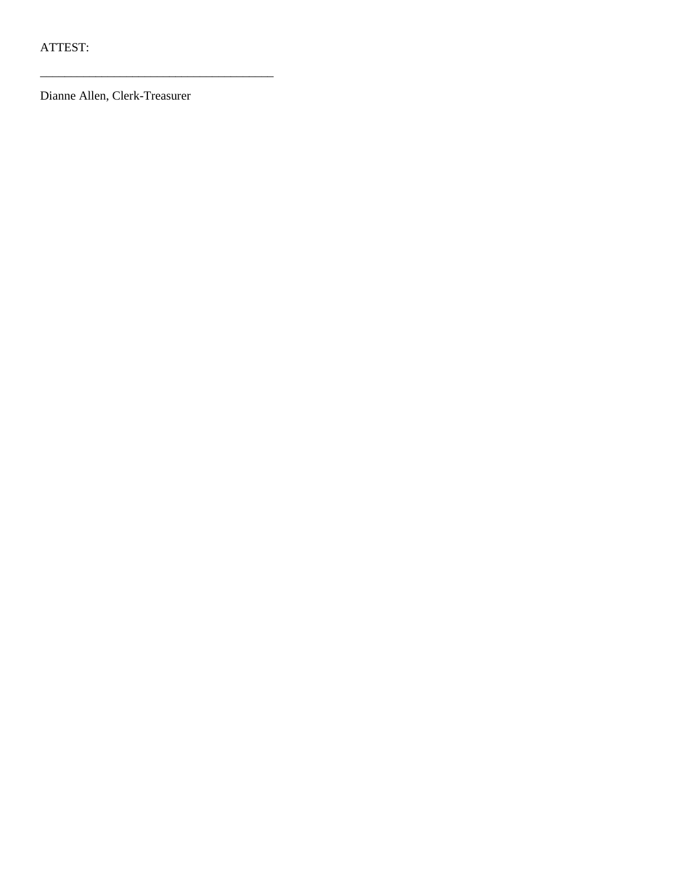ATTEST:

______________________________________

Dianne Allen, Clerk-Treasurer